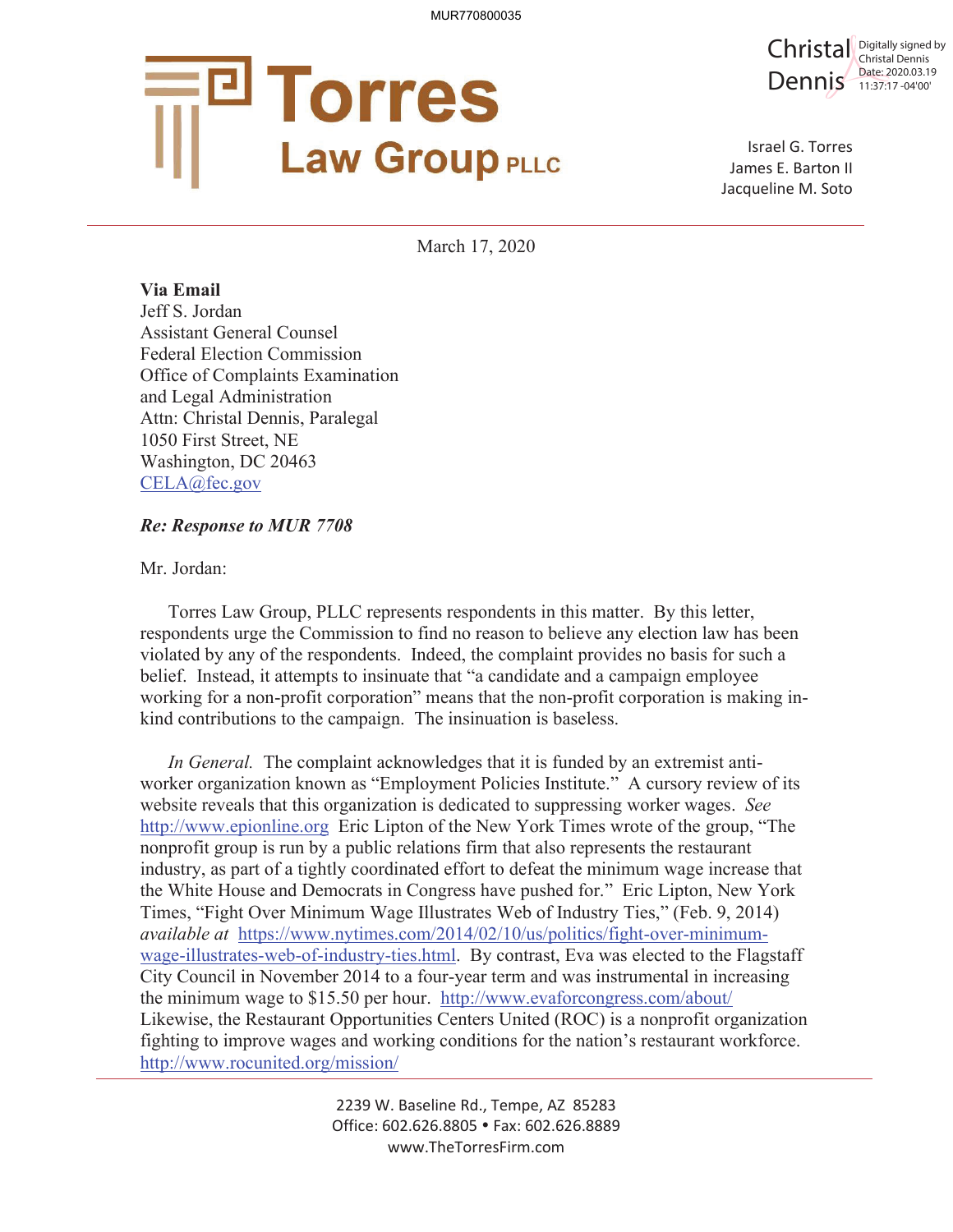MUR770800035

# Torres Law Group PLLC

Christal Dennis — Digitally signed by Christal Dennis, Date: 2020.03.19 11:37:17 -04'00'

Israel G. Torres
James E. Barton II
Jacqueline M. Soto

March 17, 2020

**Via Email**
Jeff S. Jordan
Assistant General Counsel
Federal Election Commission
Office of Complaints Examination
and Legal Administration
Attn: Christal Dennis, Paralegal
1050 First Street, NE
Washington, DC 20463
CELA@fec.gov

***Re: Response to MUR 7708***

Mr. Jordan:

Torres Law Group, PLLC represents respondents in this matter. By this letter, respondents urge the Commission to find no reason to believe any election law has been violated by any of the respondents. Indeed, the complaint provides no basis for such a belief. Instead, it attempts to insinuate that "a candidate and a campaign employee working for a non-profit corporation" means that the non-profit corporation is making in-kind contributions to the campaign. The insinuation is baseless.

*In General.* The complaint acknowledges that it is funded by an extremist anti-worker organization known as "Employment Policies Institute." A cursory review of its website reveals that this organization is dedicated to suppressing worker wages. *See* http://www.epionline.org Eric Lipton of the New York Times wrote of the group, "The nonprofit group is run by a public relations firm that also represents the restaurant industry, as part of a tightly coordinated effort to defeat the minimum wage increase that the White House and Democrats in Congress have pushed for." Eric Lipton, New York Times, "Fight Over Minimum Wage Illustrates Web of Industry Ties," (Feb. 9, 2014) *available at* https://www.nytimes.com/2014/02/10/us/politics/fight-over-minimum-wage-illustrates-web-of-industry-ties.html. By contrast, Eva was elected to the Flagstaff City Council in November 2014 to a four-year term and was instrumental in increasing the minimum wage to $15.50 per hour. http://www.evaforcongress.com/about/ Likewise, the Restaurant Opportunities Centers United (ROC) is a nonprofit organization fighting to improve wages and working conditions for the nation's restaurant workforce. http://www.rocunited.org/mission/

2239 W. Baseline Rd., Tempe, AZ 85283
Office: 602.626.8805 • Fax: 602.626.8889
www.TheTorresFirm.com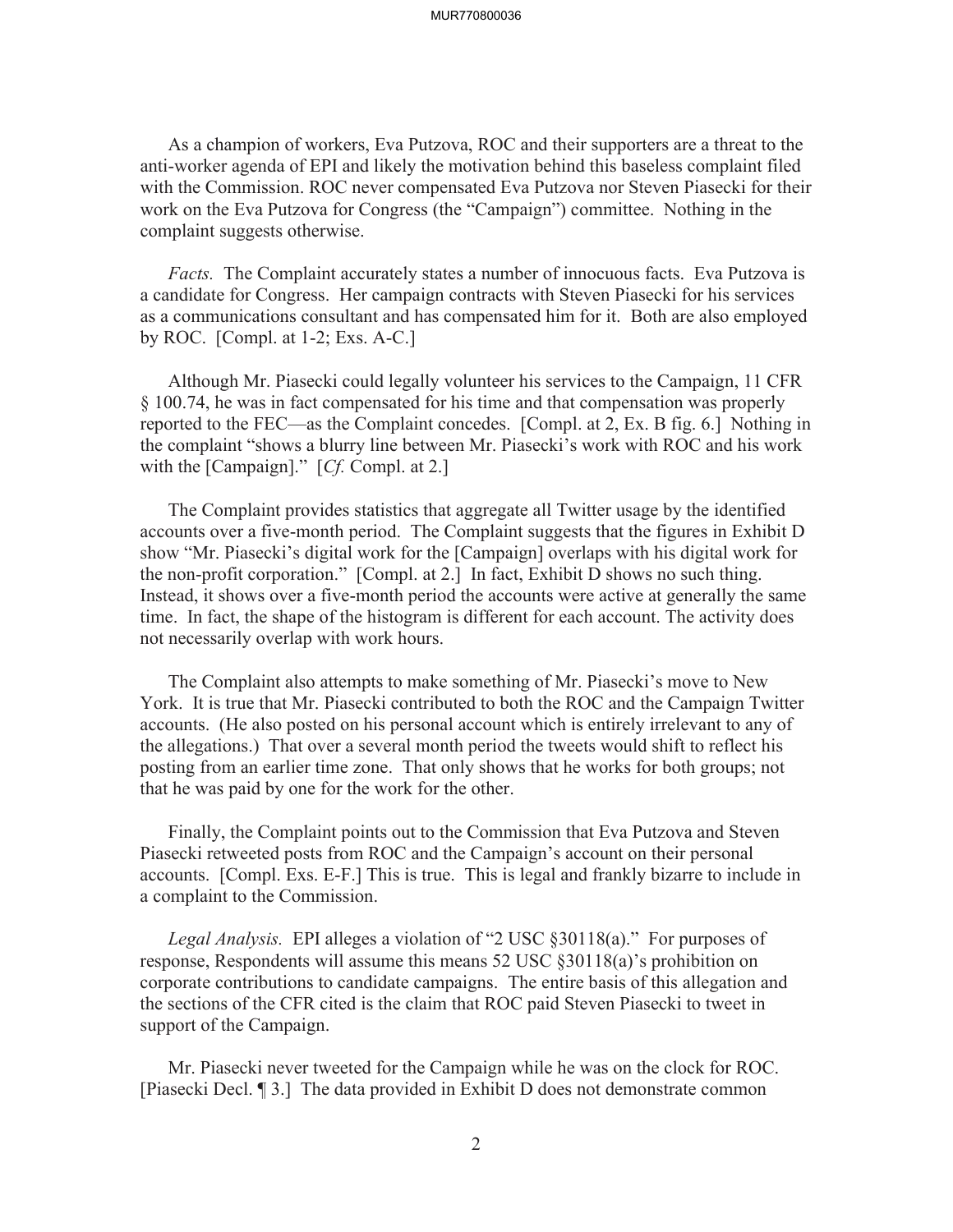As a champion of workers, Eva Putzova, ROC and their supporters are a threat to the anti-worker agenda of EPI and likely the motivation behind this baseless complaint filed with the Commission. ROC never compensated Eva Putzova nor Steven Piasecki for their work on the Eva Putzova for Congress (the "Campaign") committee. Nothing in the complaint suggests otherwise.

*Facts.* The Complaint accurately states a number of innocuous facts. Eva Putzova is a candidate for Congress. Her campaign contracts with Steven Piasecki for his services as a communications consultant and has compensated him for it. Both are also employed by ROC. [Compl. at 1-2; Exs. A-C.]

Although Mr. Piasecki could legally volunteer his services to the Campaign, 11 CFR § 100.74, he was in fact compensated for his time and that compensation was properly reported to the FEC—as the Complaint concedes. [Compl. at 2, Ex. B fig. 6.] Nothing in the complaint "shows a blurry line between Mr. Piasecki's work with ROC and his work with the [Campaign]." [*Cf.* Compl. at 2.]

The Complaint provides statistics that aggregate all Twitter usage by the identified accounts over a five-month period. The Complaint suggests that the figures in Exhibit D show "Mr. Piasecki's digital work for the [Campaign] overlaps with his digital work for the non-profit corporation." [Compl. at 2.] In fact, Exhibit D shows no such thing. Instead, it shows over a five-month period the accounts were active at generally the same time. In fact, the shape of the histogram is different for each account. The activity does not necessarily overlap with work hours.

The Complaint also attempts to make something of Mr. Piasecki's move to New York. It is true that Mr. Piasecki contributed to both the ROC and the Campaign Twitter accounts. (He also posted on his personal account which is entirely irrelevant to any of the allegations.) That over a several month period the tweets would shift to reflect his posting from an earlier time zone. That only shows that he works for both groups; not that he was paid by one for the work for the other.

Finally, the Complaint points out to the Commission that Eva Putzova and Steven Piasecki retweeted posts from ROC and the Campaign's account on their personal accounts. [Compl. Exs. E-F.] This is true. This is legal and frankly bizarre to include in a complaint to the Commission.

*Legal Analysis.* EPI alleges a violation of "2 USC §30118(a)." For purposes of response, Respondents will assume this means 52 USC §30118(a)'s prohibition on corporate contributions to candidate campaigns. The entire basis of this allegation and the sections of the CFR cited is the claim that ROC paid Steven Piasecki to tweet in support of the Campaign.

Mr. Piasecki never tweeted for the Campaign while he was on the clock for ROC. [Piasecki Decl. ¶ 3.] The data provided in Exhibit D does not demonstrate common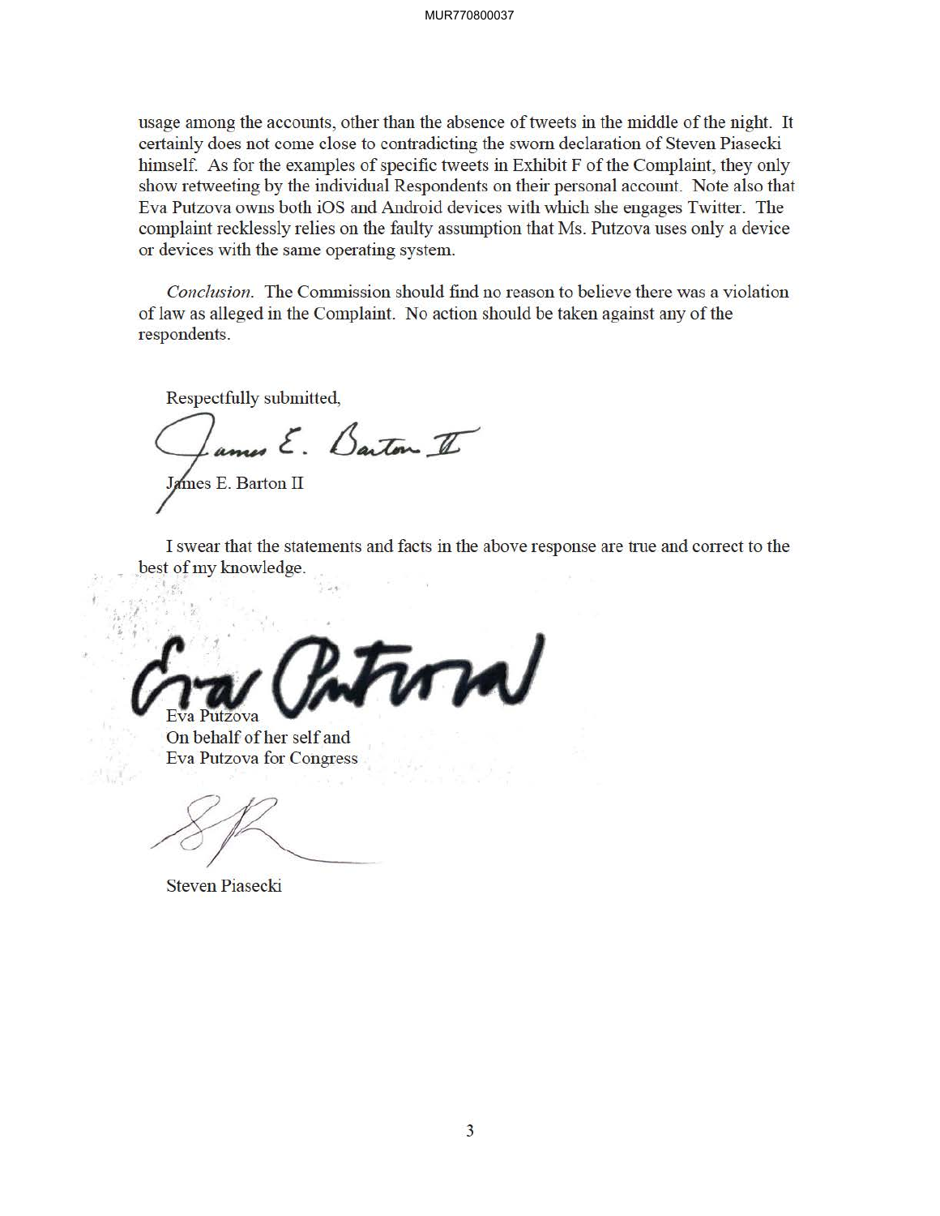usage among the accounts, other than the absence of tweets in the middle of the night. It certainly does not come close to contradicting the sworn declaration of Steven Piasecki himself. As for the examples of specific tweets in Exhibit F of the Complaint, they only show retweeting by the individual Respondents on their personal account. Note also that Eva Putzova owns both iOS and Android devices with which she engages Twitter. The complaint recklessly relies on the faulty assumption that Ms. Putzova uses only a device or devices with the same operating system.

*Conclusion.* The Commission should find no reason to believe there was a violation of law as alleged in the Complaint. No action should be taken against any of the respondents.

Respectfully submitted,

James E. Barton II

I swear that the statements and facts in the above response are true and correct to the best of my knowledge.

Eva Putzova
On behalf of her self and
Eva Putzova for Congress

Steven Piasecki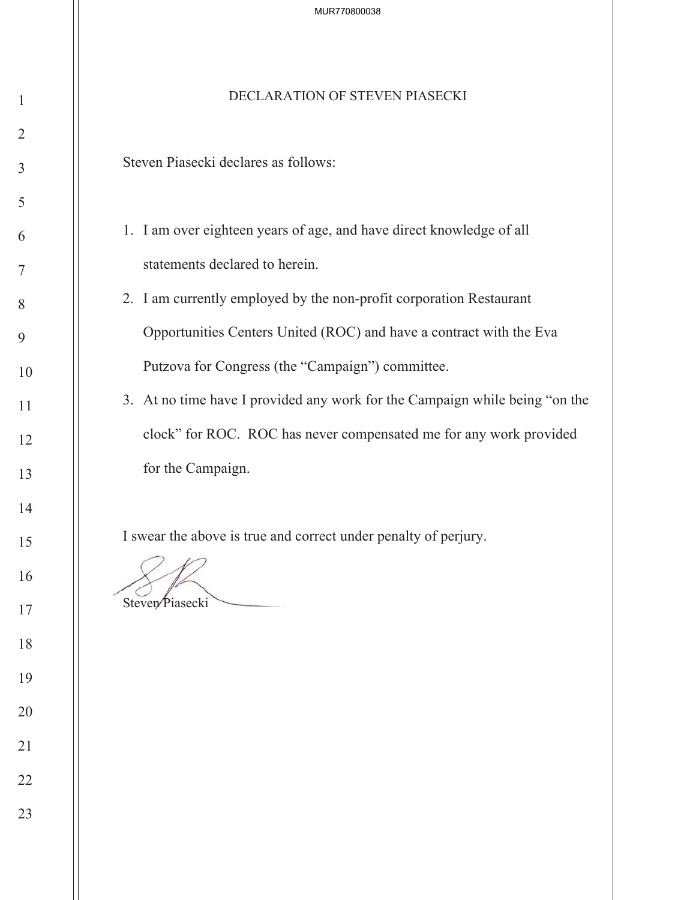# DECLARATION OF STEVEN PIASECKI

Steven Piasecki declares as follows:

1. I am over eighteen years of age, and have direct knowledge of all statements declared to herein.
2. I am currently employed by the non-profit corporation Restaurant Opportunities Centers United (ROC) and have a contract with the Eva Putzova for Congress (the "Campaign") committee.
3. At no time have I provided any work for the Campaign while being "on the clock" for ROC. ROC has never compensated me for any work provided for the Campaign.

I swear the above is true and correct under penalty of perjury.

Steven Piasecki